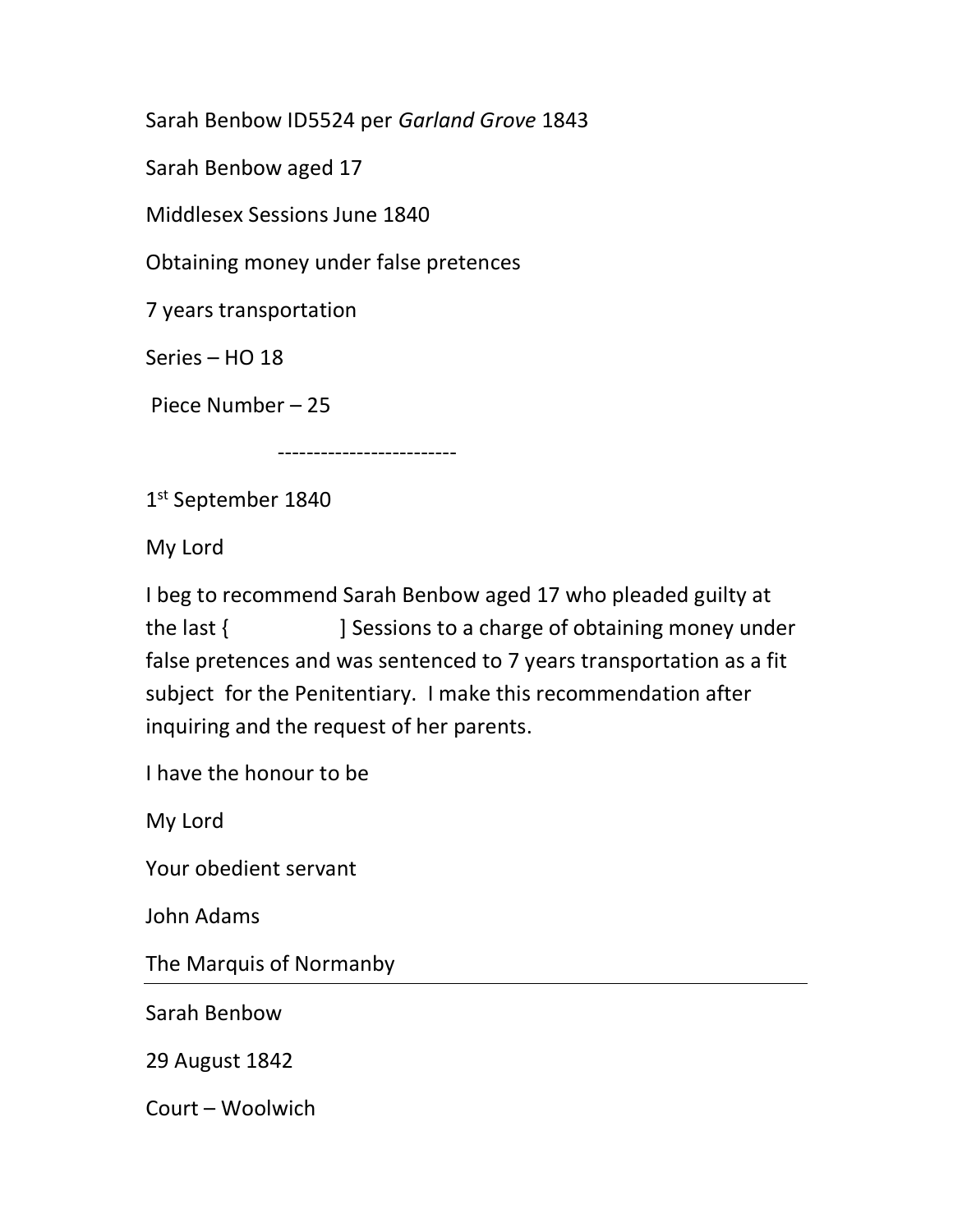Sarah Benbow ID5524 per *Garland Grove* 1843

Sarah Benbow aged 17

Middlesex Sessions June 1840

Obtaining money under false pretences

7 years transportation

Series – HO 18

Piece Number – 25

-------------------------

1st September 1840

My Lord

I beg to recommend Sarah Benbow aged 17 who pleaded guilty at the last {                ] Sessions to a charge of obtaining money under false pretences and was sentenced to 7 years transportation as a fit subject for the Penitentiary. I make this recommendation after inquiring and the request of her parents.

I have the honour to be

My Lord

Your obedient servant

John Adams

The Marquis of Normanby

---

Sarah Benbow

29 August 1842

Court – Woolwich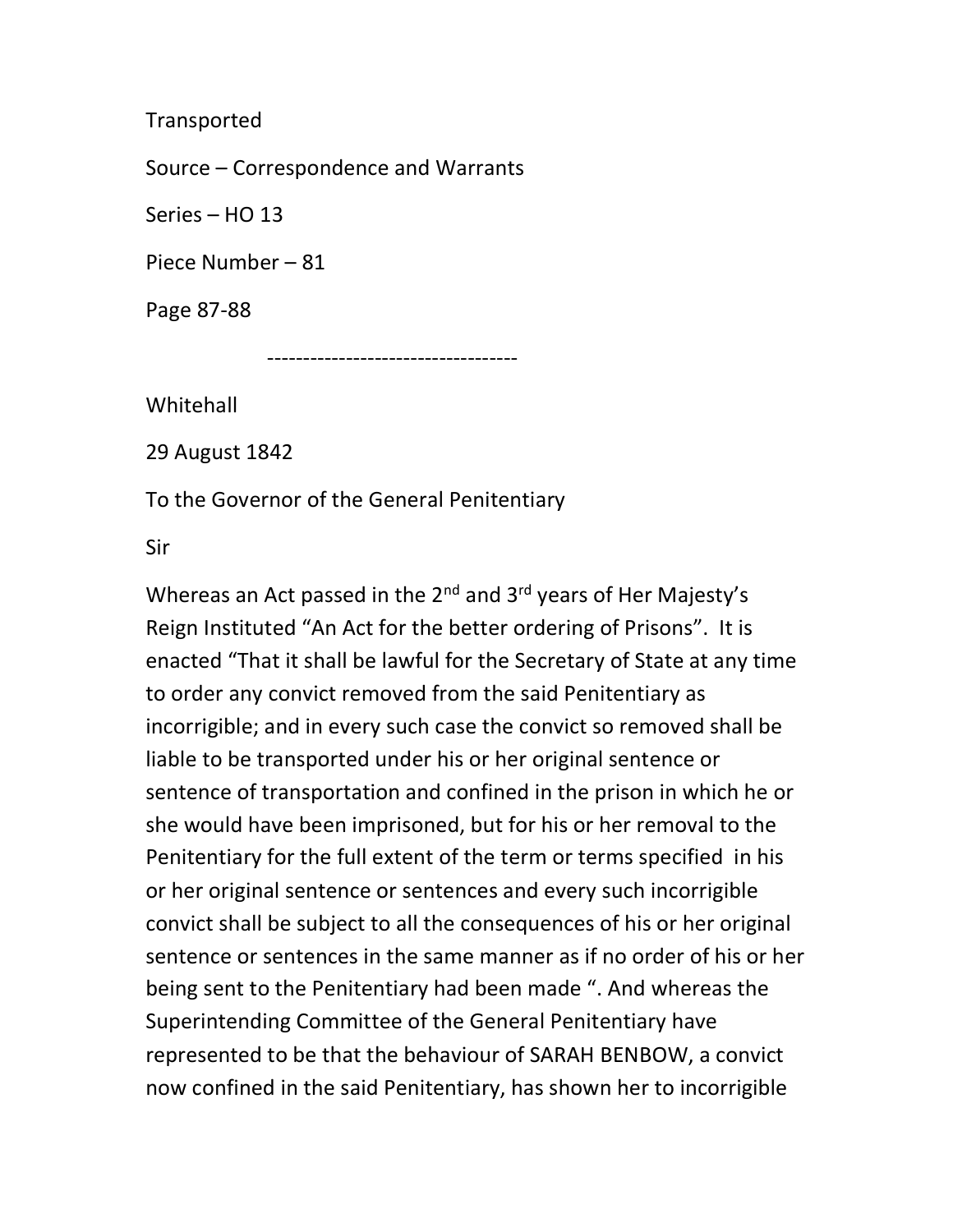Transported

Source – Correspondence and Warrants

Series – HO 13

Piece Number – 81

Page 87-88

----------------------------------

Whitehall

29 August 1842

To the Governor of the General Penitentiary

Sir

Whereas an Act passed in the 2nd and 3rd years of Her Majesty's Reign Instituted "An Act for the better ordering of Prisons". It is enacted "That it shall be lawful for the Secretary of State at any time to order any convict removed from the said Penitentiary as incorrigible; and in every such case the convict so removed shall be liable to be transported under his or her original sentence or sentence of transportation and confined in the prison in which he or she would have been imprisoned, but for his or her removal to the Penitentiary for the full extent of the term or terms specified in his or her original sentence or sentences and every such incorrigible convict shall be subject to all the consequences of his or her original sentence or sentences in the same manner as if no order of his or her being sent to the Penitentiary had been made ". And whereas the Superintending Committee of the General Penitentiary have represented to be that the behaviour of SARAH BENBOW, a convict now confined in the said Penitentiary, has shown her to incorrigible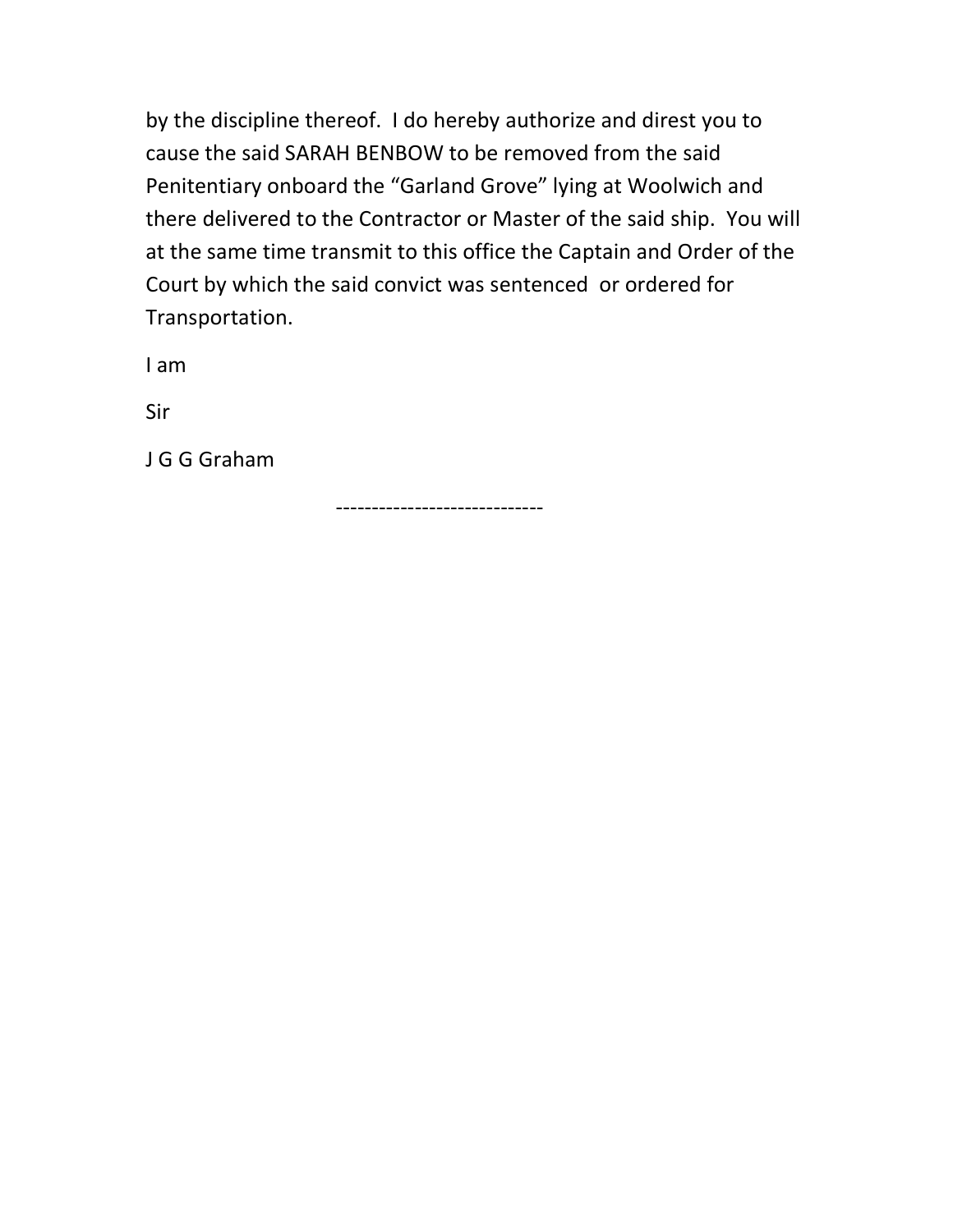by the discipline thereof. I do hereby authorize and direst you to cause the said SARAH BENBOW to be removed from the said Penitentiary onboard the "Garland Grove" lying at Woolwich and there delivered to the Contractor or Master of the said ship. You will at the same time transmit to this office the Captain and Order of the Court by which the said convict was sentenced or ordered for Transportation.

I am

Sir

J G G Graham

----------------------------